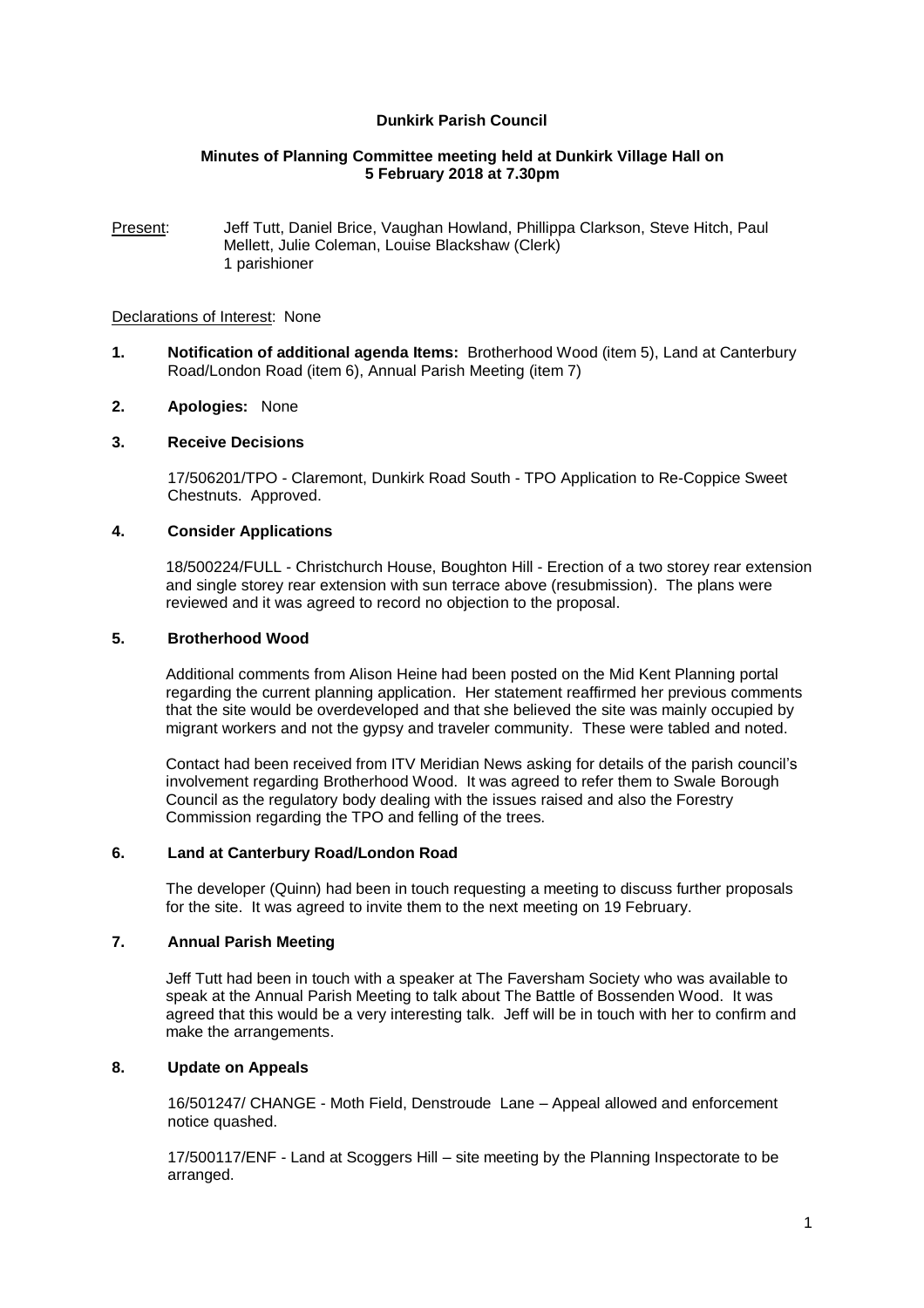**Dunkirk Parish Council**

**Minutes of Planning Committee meeting held at Dunkirk Village Hall on 5 February 2018 at 7.30pm**

Present: Jeff Tutt, Daniel Brice, Vaughan Howland, Phillippa Clarkson, Steve Hitch, Paul Mellett, Julie Coleman, Louise Blackshaw (Clerk)
1 parishioner

Declarations of Interest: None

**1. Notification of additional agenda Items:** Brotherhood Wood (item 5), Land at Canterbury Road/London Road (item 6), Annual Parish Meeting (item 7)

**2. Apologies:** None

**3. Receive Decisions**

17/506201/TPO - Claremont, Dunkirk Road South - TPO Application to Re-Coppice Sweet Chestnuts. Approved.

**4. Consider Applications**

18/500224/FULL - Christchurch House, Boughton Hill - Erection of a two storey rear extension and single storey rear extension with sun terrace above (resubmission). The plans were reviewed and it was agreed to record no objection to the proposal.

**5. Brotherhood Wood**

Additional comments from Alison Heine had been posted on the Mid Kent Planning portal regarding the current planning application. Her statement reaffirmed her previous comments that the site would be overdeveloped and that she believed the site was mainly occupied by migrant workers and not the gypsy and traveler community. These were tabled and noted.

Contact had been received from ITV Meridian News asking for details of the parish council's involvement regarding Brotherhood Wood. It was agreed to refer them to Swale Borough Council as the regulatory body dealing with the issues raised and also the Forestry Commission regarding the TPO and felling of the trees.

**6. Land at Canterbury Road/London Road**

The developer (Quinn) had been in touch requesting a meeting to discuss further proposals for the site. It was agreed to invite them to the next meeting on 19 February.

**7. Annual Parish Meeting**

Jeff Tutt had been in touch with a speaker at The Faversham Society who was available to speak at the Annual Parish Meeting to talk about The Battle of Bossenden Wood. It was agreed that this would be a very interesting talk. Jeff will be in touch with her to confirm and make the arrangements.

**8. Update on Appeals**

16/501247/ CHANGE - Moth Field, Denstroude Lane – Appeal allowed and enforcement notice quashed.

17/500117/ENF - Land at Scoggers Hill – site meeting by the Planning Inspectorate to be arranged.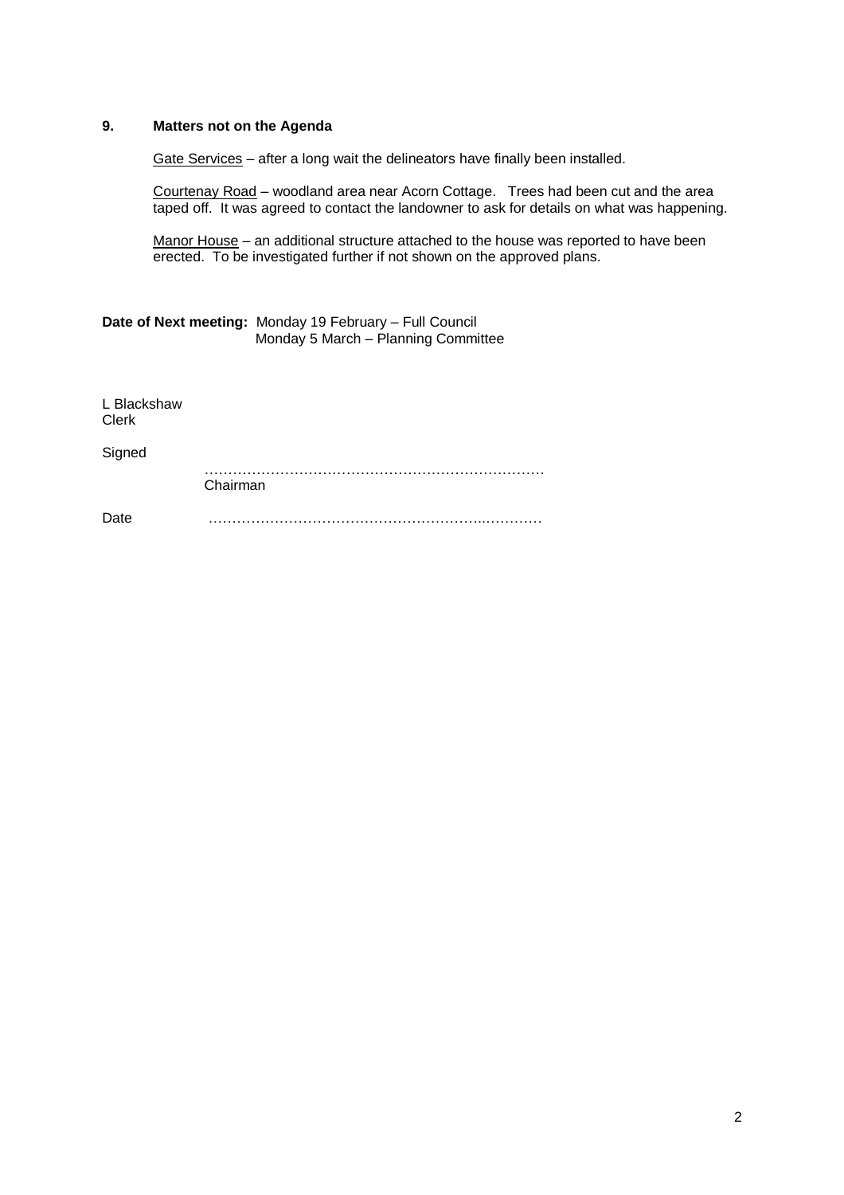## 9. Matters not on the Agenda

Gate Services – after a long wait the delineators have finally been installed.

Courtenay Road – woodland area near Acorn Cottage. Trees had been cut and the area taped off. It was agreed to contact the landowner to ask for details on what was happening.

Manor House – an additional structure attached to the house was reported to have been erected. To be investigated further if not shown on the approved plans.

**Date of Next meeting:** Monday 19 February – Full Council
Monday 5 March – Planning Committee

L Blackshaw
Clerk

Signed

………………………………………………………………
Chairman

Date ……………………………………………………..…………